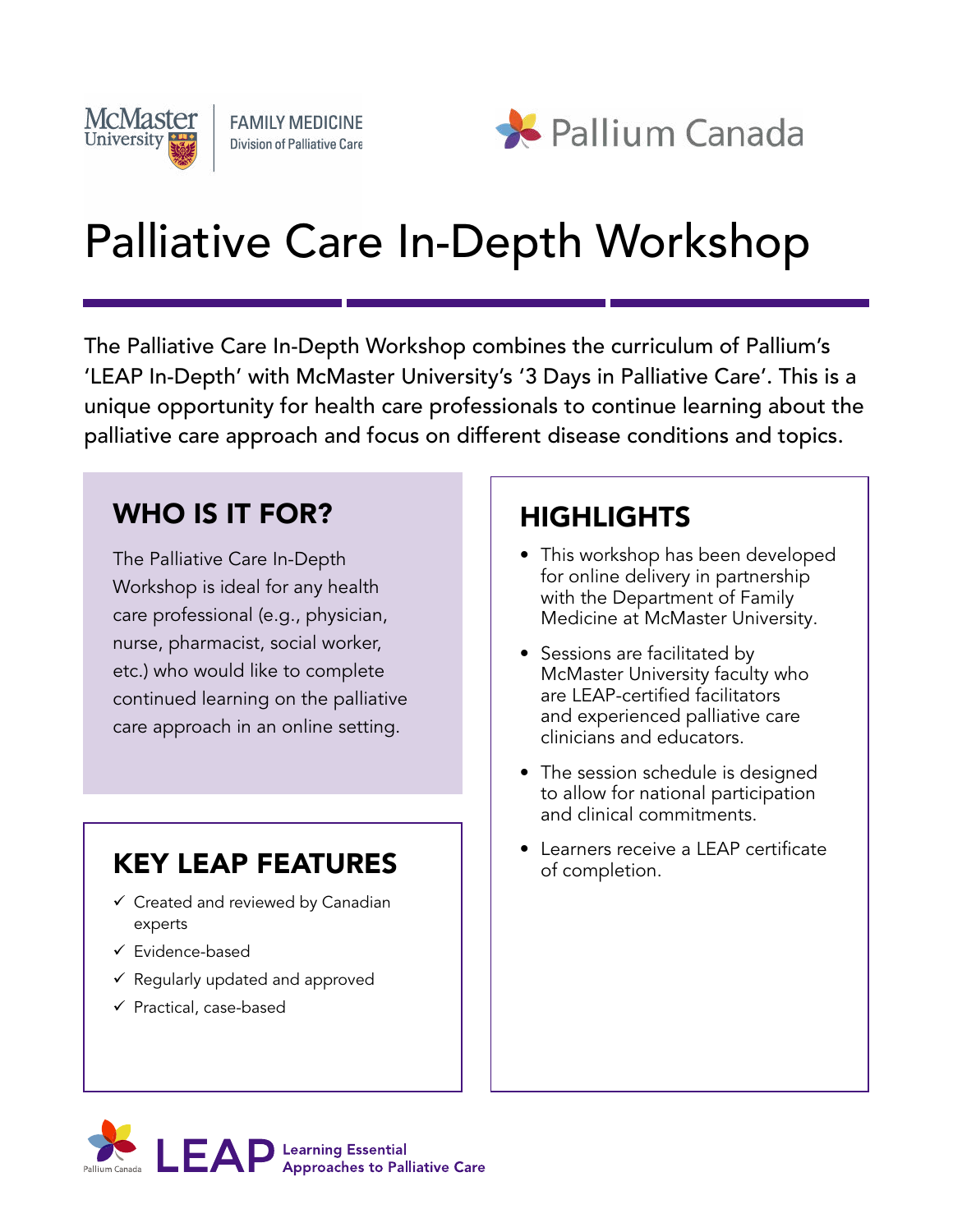McMaster University | FAMILY MEDICINE Division of Palliative Care

Pallium Canada

# Palliative Care In-Depth Workshop

The Palliative Care In-Depth Workshop combines the curriculum of Pallium's 'LEAP In-Depth' with McMaster University's '3 Days in Palliative Care'. This is a unique opportunity for health care professionals to continue learning about the palliative care approach and focus on different disease conditions and topics.

## WHO IS IT FOR?

The Palliative Care In-Depth Workshop is ideal for any health care professional (e.g., physician, nurse, pharmacist, social worker, etc.) who would like to complete continued learning on the palliative care approach in an online setting.

## KEY LEAP FEATURES

- ✓ Created and reviewed by Canadian experts
- ✓ Evidence-based
- ✓ Regularly updated and approved
- ✓ Practical, case-based

## HIGHLIGHTS

- This workshop has been developed for online delivery in partnership with the Department of Family Medicine at McMaster University.
- Sessions are facilitated by McMaster University faculty who are LEAP-certified facilitators and experienced palliative care clinicians and educators.
- The session schedule is designed to allow for national participation and clinical commitments.
- Learners receive a LEAP certificate of completion.

Pallium Canada LEAP Learning Essential Approaches to Palliative Care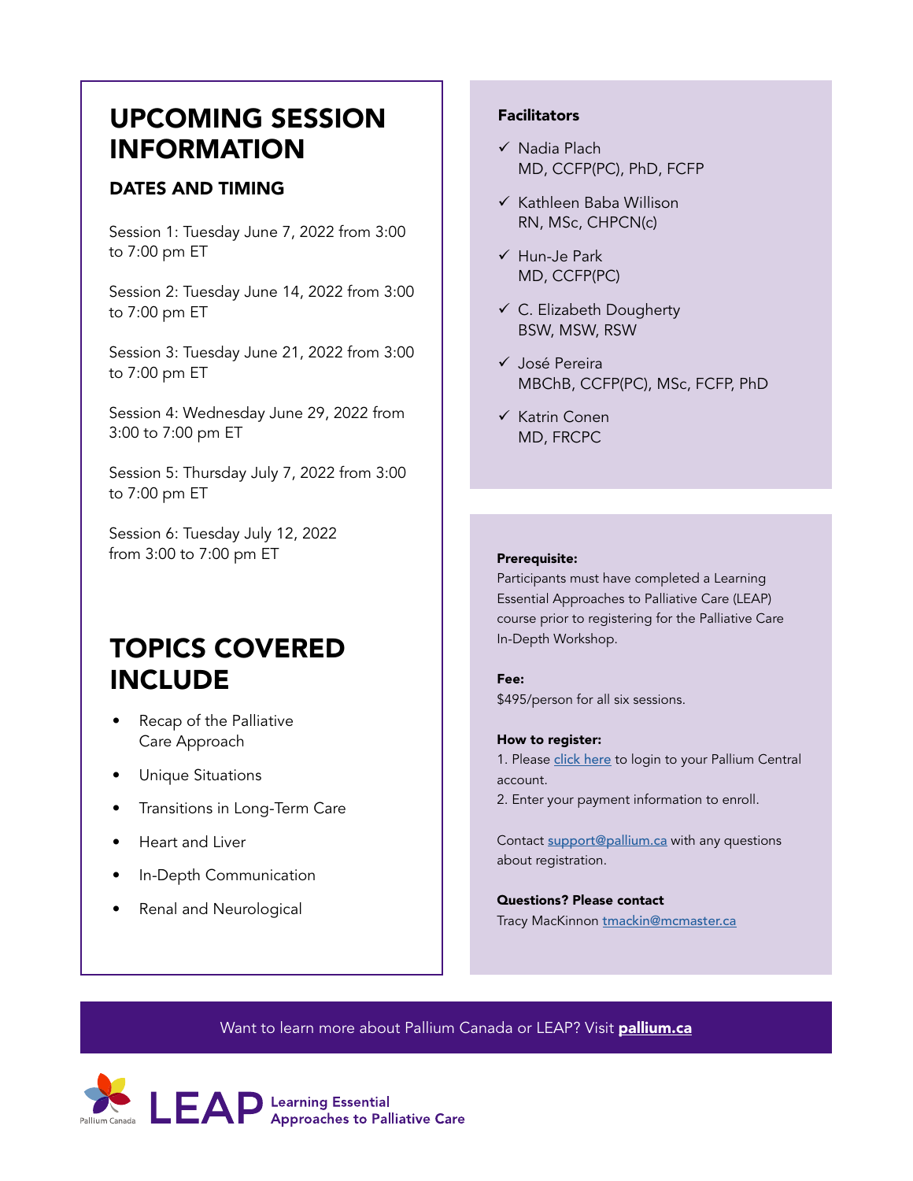# UPCOMING SESSION INFORMATION

## DATES AND TIMING

Session 1: Tuesday June 7, 2022 from 3:00 to 7:00 pm ET

Session 2: Tuesday June 14, 2022 from 3:00 to 7:00 pm ET

Session 3: Tuesday June 21, 2022 from 3:00 to 7:00 pm ET

Session 4: Wednesday June 29, 2022 from 3:00 to 7:00 pm ET

Session 5: Thursday July 7, 2022 from 3:00 to 7:00 pm ET

Session 6: Tuesday July 12, 2022 from 3:00 to 7:00 pm ET

# TOPICS COVERED INCLUDE

- Recap of the Palliative Care Approach
- Unique Situations
- Transitions in Long-Term Care
- Heart and Liver
- In-Depth Communication
- Renal and Neurological

**Facilitators**

- ✓ Nadia Plach
  MD, CCFP(PC), PhD, FCFP
- ✓ Kathleen Baba Willison
  RN, MSc, CHPCN(c)
- ✓ Hun-Je Park
  MD, CCFP(PC)
- ✓ C. Elizabeth Dougherty
  BSW, MSW, RSW
- ✓ José Pereira
  MBChB, CCFP(PC), MSc, FCFP, PhD
- ✓ Katrin Conen
  MD, FRCPC

**Prerequisite:**
Participants must have completed a Learning Essential Approaches to Palliative Care (LEAP) course prior to registering for the Palliative Care In-Depth Workshop.

**Fee:**
$495/person for all six sessions.

**How to register:**
1. Please click here to login to your Pallium Central account.
2. Enter your payment information to enroll.

Contact support@pallium.ca with any questions about registration.

**Questions? Please contact**
Tracy MacKinnon tmackin@mcmaster.ca

Want to learn more about Pallium Canada or LEAP? Visit **pallium.ca**

Pallium Canada LEAP Learning Essential Approaches to Palliative Care